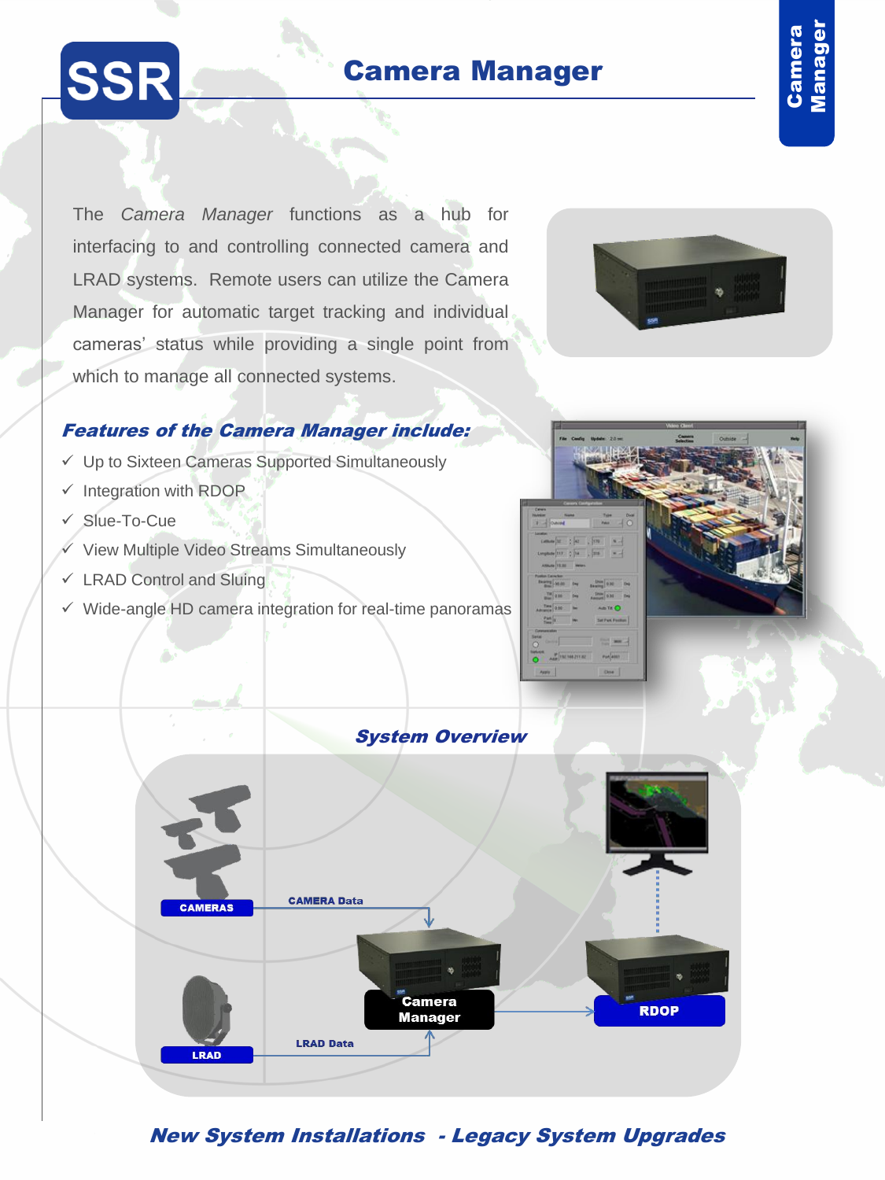# Camera Manager

The *Camera Manager* functions as a hub for interfacing to and controlling connected camera and LRAD systems. Remote users can utilize the Camera Manager for automatic target tracking and individual cameras' status while providing a single point from which to manage all connected systems.

## *Features of the Camera Manager include:*

- ✓ Up to Sixteen Cameras Supported Simultaneously
- ✓ Integration with RDOP
- ✓ Slue-To-Cue
- ✓ View Multiple Video Streams Simultaneously
- ✓ LRAD Control and Sluing
- ✓ Wide-angle HD camera integration for real-time panoramas

## *System Overview*

CAMERAS — CAMERA Data → Camera Manager

LRAD — LRAD Data → Camera Manager

Camera Manager → RDOP

***New System Installations - Legacy System Upgrades***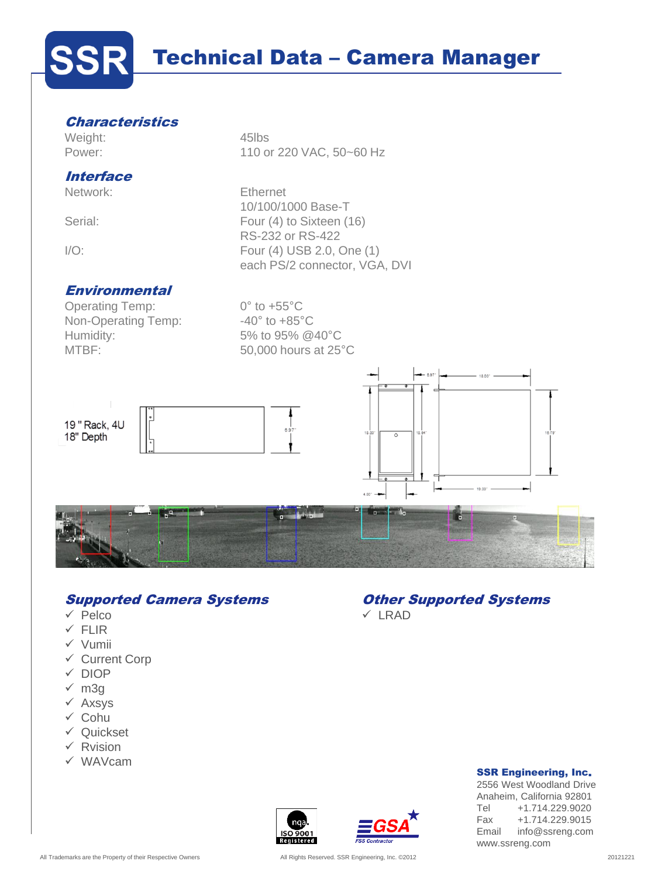# Technical Data – Camera Manager

## Characteristics

| | |
|---|---|
| Weight: | 45lbs |
| Power: | 110 or 220 VAC, 50~60 Hz |

## Interface

| | |
|---|---|
| Network: | Ethernet 10/100/1000 Base-T |
| Serial: | Four (4) to Sixteen (16) RS-232 or RS-422 |
| I/O: | Four (4) USB 2.0, One (1) each PS/2 connector, VGA, DVI |

## Environmental

| | |
|---|---|
| Operating Temp: | 0° to +55°C |
| Non-Operating Temp: | -40° to +85°C |
| Humidity: | 5% to 95% @40°C |
| MTBF: | 50,000 hours at 25°C |

19 " Rack, 4U
18" Depth

6.97"

6.97"
18.00"
19.00"
18.94"
16.79"
4.00"
19.00"

## Supported Camera Systems

- ✓ Pelco
- ✓ FLIR
- ✓ Vumii
- ✓ Current Corp
- ✓ DIOP
- ✓ m3g
- ✓ Axsys
- ✓ Cohu
- ✓ Quickset
- ✓ Rvision
- ✓ WAVcam

## Other Supported Systems

- ✓ LRAD

**SSR Engineering, Inc.**
2556 West Woodland Drive
Anaheim, California 92801
Tel +1.714.229.9020
Fax +1.714.229.9015
Email info@ssreng.com
www.ssreng.com

nqa. ISO 9001 Registered

GSA FSS Contractor

All Trademarks are the Property of their Respective Owners

All Rights Reserved. SSR Engineering, Inc. ©2012

20121221